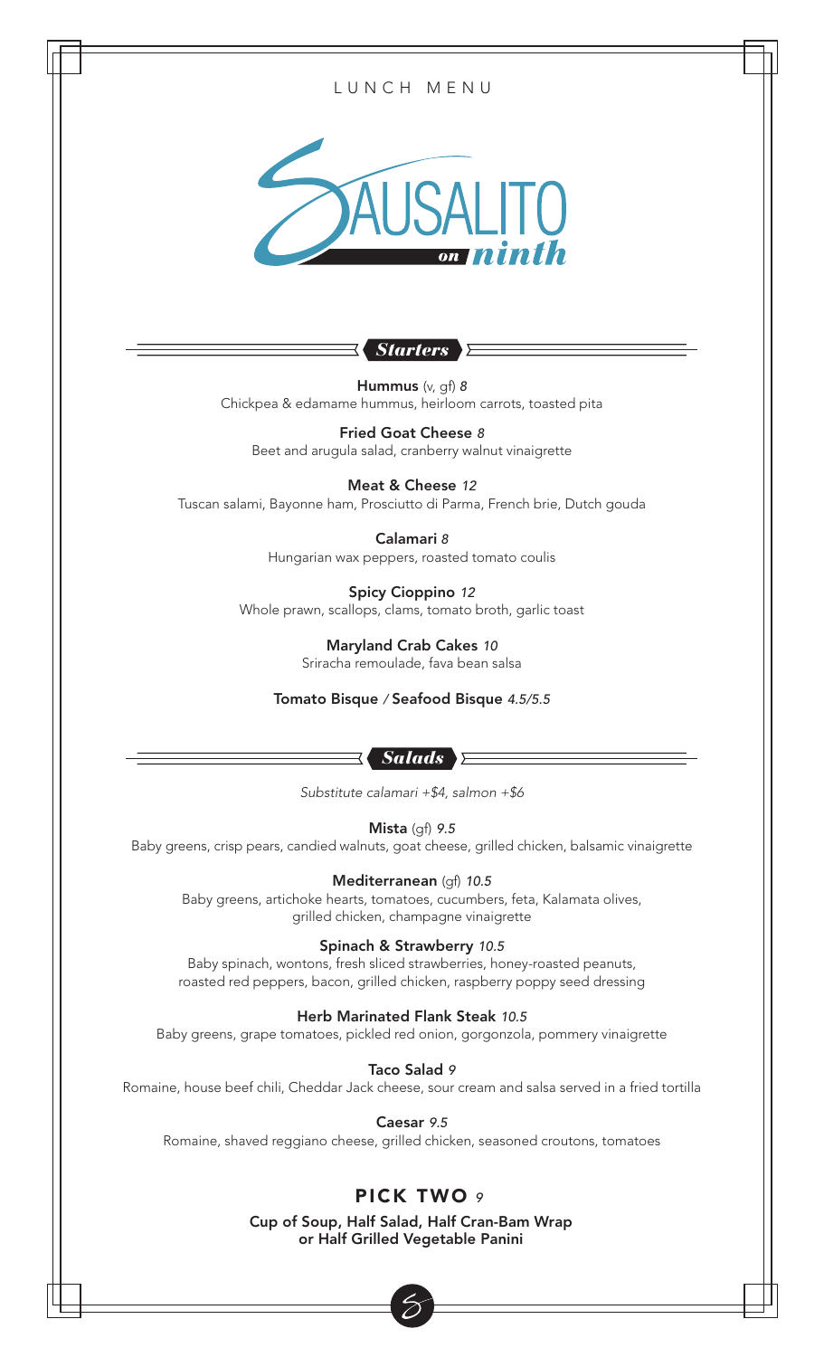LUNCH MENU

# SAUSALITO *on ninth*

## *Starters*

**Hummus** (v, gf) *8*
Chickpea & edamame hummus, heirloom carrots, toasted pita

**Fried Goat Cheese** *8*
Beet and arugula salad, cranberry walnut vinaigrette

**Meat & Cheese** *12*
Tuscan salami, Bayonne ham, Prosciutto di Parma, French brie, Dutch gouda

**Calamari** *8*
Hungarian wax peppers, roasted tomato coulis

**Spicy Cioppino** *12*
Whole prawn, scallops, clams, tomato broth, garlic toast

**Maryland Crab Cakes** *10*
Sriracha remoulade, fava bean salsa

**Tomato Bisque** / **Seafood Bisque** *4.5/5.5*

## *Salads*

*Substitute calamari +$4, salmon +$6*

**Mista** (gf) *9.5*
Baby greens, crisp pears, candied walnuts, goat cheese, grilled chicken, balsamic vinaigrette

**Mediterranean** (gf) *10.5*
Baby greens, artichoke hearts, tomatoes, cucumbers, feta, Kalamata olives, grilled chicken, champagne vinaigrette

**Spinach & Strawberry** *10.5*
Baby spinach, wontons, fresh sliced strawberries, honey-roasted peanuts, roasted red peppers, bacon, grilled chicken, raspberry poppy seed dressing

**Herb Marinated Flank Steak** *10.5*
Baby greens, grape tomatoes, pickled red onion, gorgonzola, pommery vinaigrette

**Taco Salad** *9*
Romaine, house beef chili, Cheddar Jack cheese, sour cream and salsa served in a fried tortilla

**Caesar** *9.5*
Romaine, shaved reggiano cheese, grilled chicken, seasoned croutons, tomatoes

## PICK TWO *9*

**Cup of Soup, Half Salad, Half Cran-Bam Wrap or Half Grilled Vegetable Panini**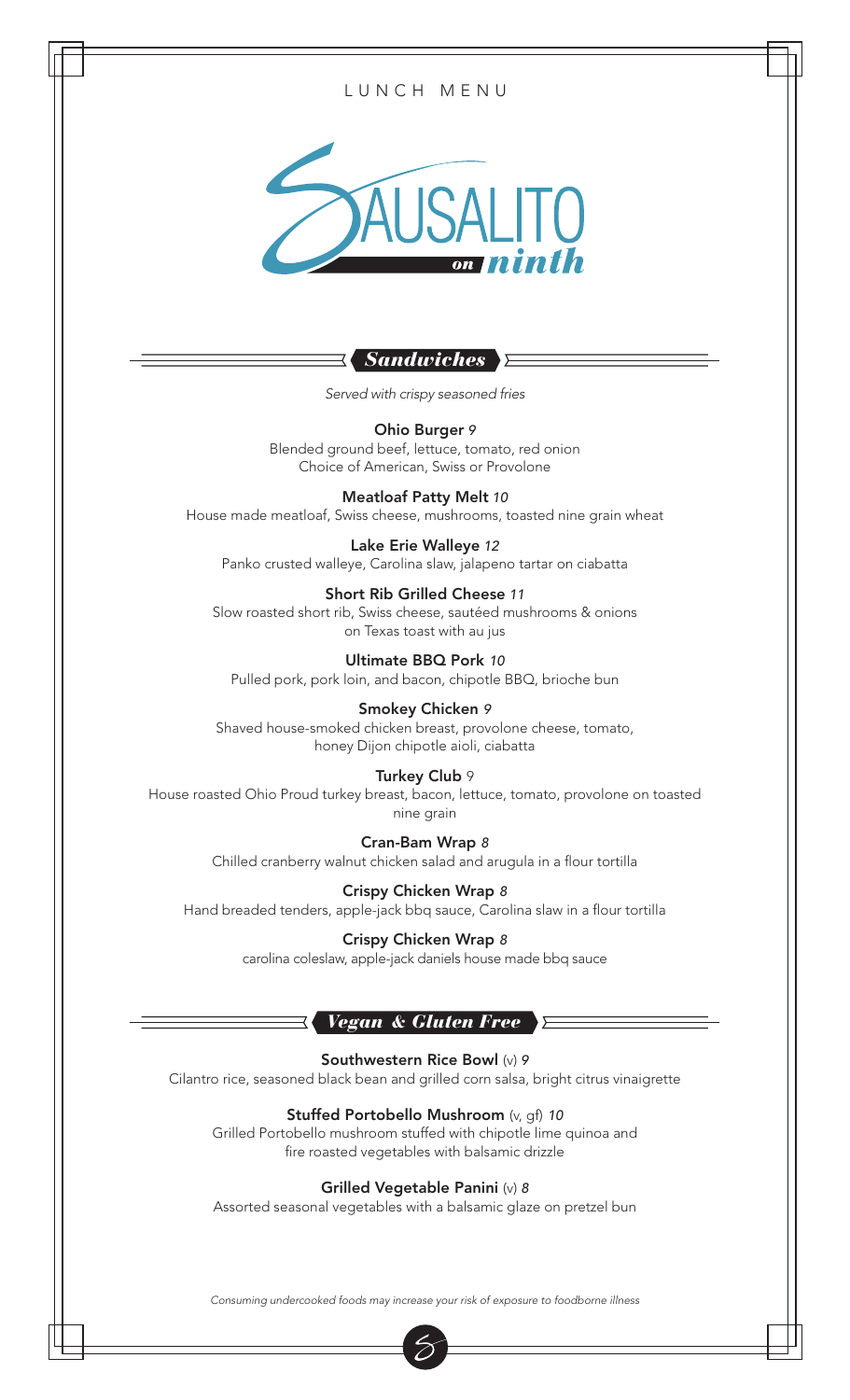LUNCH MENU

# SAUSALITO *on ninth*

## *Sandwiches*

*Served with crispy seasoned fries*

**Ohio Burger** *9*
Blended ground beef, lettuce, tomato, red onion
Choice of American, Swiss or Provolone

**Meatloaf Patty Melt** *10*
House made meatloaf, Swiss cheese, mushrooms, toasted nine grain wheat

**Lake Erie Walleye** *12*
Panko crusted walleye, Carolina slaw, jalapeno tartar on ciabatta

**Short Rib Grilled Cheese** *11*
Slow roasted short rib, Swiss cheese, sautéed mushrooms & onions on Texas toast with au jus

**Ultimate BBQ Pork** *10*
Pulled pork, pork loin, and bacon, chipotle BBQ, brioche bun

**Smokey Chicken** *9*
Shaved house-smoked chicken breast, provolone cheese, tomato, honey Dijon chipotle aioli, ciabatta

**Turkey Club** 9
House roasted Ohio Proud turkey breast, bacon, lettuce, tomato, provolone on toasted nine grain

**Cran-Bam Wrap** *8*
Chilled cranberry walnut chicken salad and arugula in a flour tortilla

**Crispy Chicken Wrap** *8*
Hand breaded tenders, apple-jack bbq sauce, Carolina slaw in a flour tortilla

**Crispy Chicken Wrap** *8*
carolina coleslaw, apple-jack daniels house made bbq sauce

## *Vegan & Gluten Free*

**Southwestern Rice Bowl** (v) *9*
Cilantro rice, seasoned black bean and grilled corn salsa, bright citrus vinaigrette

**Stuffed Portobello Mushroom** (v, gf) *10*
Grilled Portobello mushroom stuffed with chipotle lime quinoa and fire roasted vegetables with balsamic drizzle

**Grilled Vegetable Panini** (v) *8*
Assorted seasonal vegetables with a balsamic glaze on pretzel bun

*Consuming undercooked foods may increase your risk of exposure to foodborne illness*